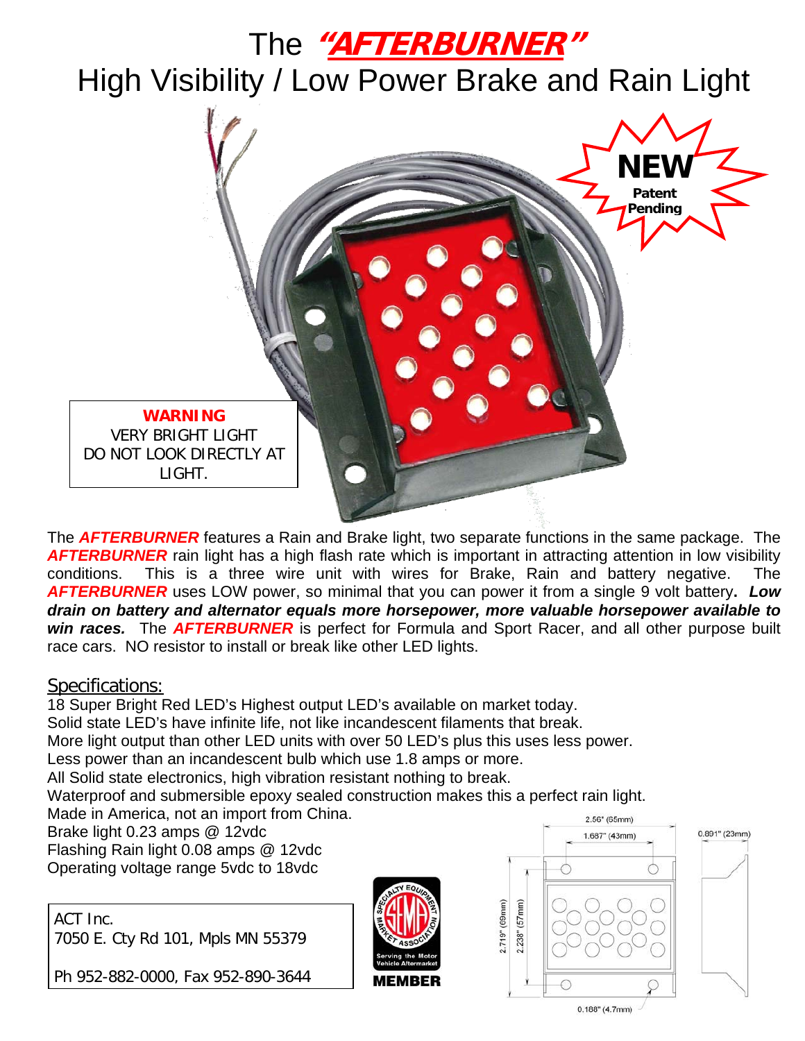# The *"AFTERBURNER"*
## High Visibility / Low Power Brake and Rain Light

**NEW**
**Patent Pending**

**WARNING**
VERY BRIGHT LIGHT
DO NOT LOOK DIRECTLY AT LIGHT.

The ***AFTERBURNER*** features a Rain and Brake light, two separate functions in the same package. The ***AFTERBURNER*** rain light has a high flash rate which is important in attracting attention in low visibility conditions. This is a three wire unit with wires for Brake, Rain and battery negative. The ***AFTERBURNER*** uses LOW power, so minimal that you can power it from a single 9 volt battery**. *Low drain on battery and alternator equals more horsepower, more valuable horsepower available to win races.*** The ***AFTERBURNER*** is perfect for Formula and Sport Racer, and all other purpose built race cars. NO resistor to install or break like other LED lights.

## Specifications:

18 Super Bright Red LED's Highest output LED's available on market today.
Solid state LED's have infinite life, not like incandescent filaments that break.
More light output than other LED units with over 50 LED's plus this uses less power.
Less power than an incandescent bulb which use 1.8 amps or more.
All Solid state electronics, high vibration resistant nothing to break.
Waterproof and submersible epoxy sealed construction makes this a perfect rain light.
Made in America, not an import from China.
Brake light 0.23 amps @ 12vdc
Flashing Rain light 0.08 amps @ 12vdc
Operating voltage range 5vdc to 18vdc

ACT Inc.
7050 E. Cty Rd 101, Mpls MN 55379

Ph 952-882-0000, Fax 952-890-3644

SEMA Specialty Equipment Market Association — Serving the Motor Vehicle Aftermarket — MEMBER

2.56" (65mm)
1.687" (43mm)
0.891" (23mm)
2.719" (69mm)
2.238" (57mm)
0.188" (4.7mm)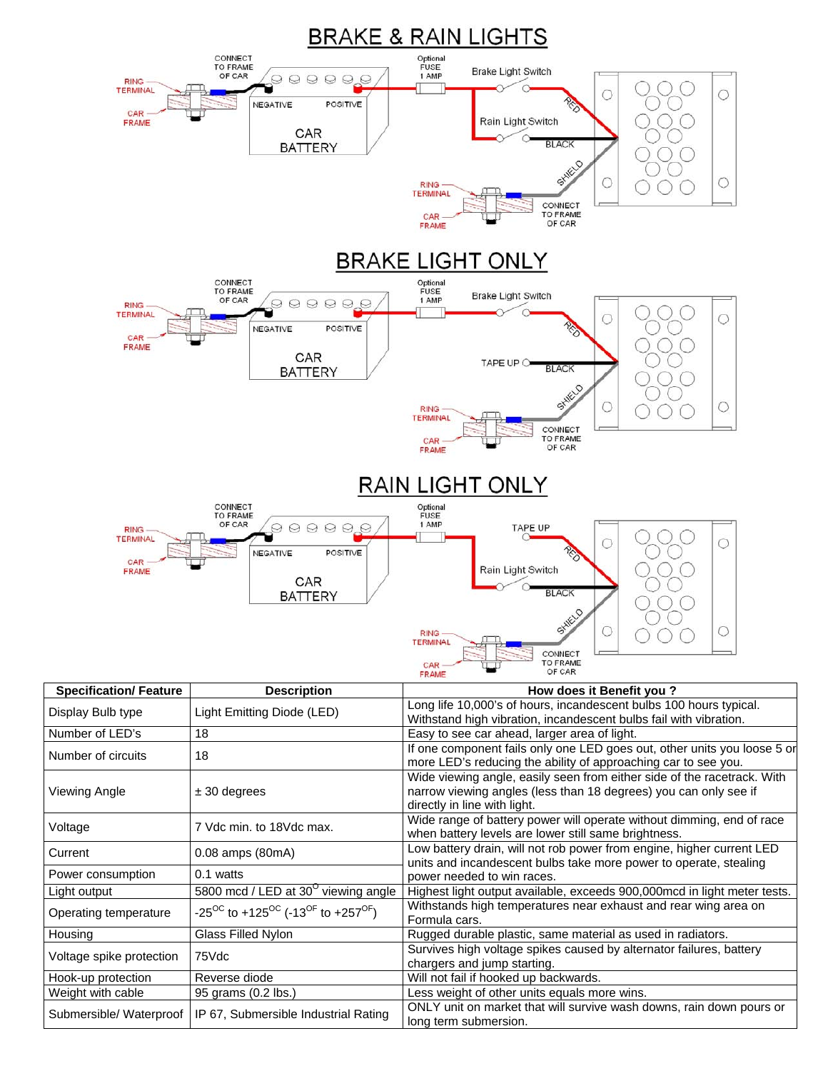# BRAKE & RAIN LIGHTS

CONNECT TO FRAME OF CAR

RING TERMINAL

CAR FRAME

NEGATIVE

POSITIVE

CAR BATTERY

Optional FUSE 1 AMP

Brake Light Switch

Rain Light Switch

RED

BLACK

SHIELD

RING TERMINAL

CAR FRAME

CONNECT TO FRAME OF CAR

# BRAKE LIGHT ONLY

CONNECT TO FRAME OF CAR

RING TERMINAL

CAR FRAME

NEGATIVE

POSITIVE

CAR BATTERY

Optional FUSE 1 AMP

Brake Light Switch

TAPE UP

RED

BLACK

SHIELD

RING TERMINAL

CAR FRAME

CONNECT TO FRAME OF CAR

# RAIN LIGHT ONLY

CONNECT TO FRAME OF CAR

RING TERMINAL

CAR FRAME

NEGATIVE

POSITIVE

CAR BATTERY

Optional FUSE 1 AMP

TAPE UP

Rain Light Switch

RED

BLACK

SHIELD

RING TERMINAL

CAR FRAME

CONNECT TO FRAME OF CAR

| Specification/ Feature | Description | How does it Benefit you ? |
|---|---|---|
| Display Bulb type | Light Emitting Diode (LED) | Long life 10,000's of hours, incandescent bulbs 100 hours typical. Withstand high vibration, incandescent bulbs fail with vibration. |
| Number of LED's | 18 | Easy to see car ahead, larger area of light. |
| Number of circuits | 18 | If one component fails only one LED goes out, other units you loose 5 or more LED's reducing the ability of approaching car to see you. |
| Viewing Angle | ± 30 degrees | Wide viewing angle, easily seen from either side of the racetrack. With narrow viewing angles (less than 18 degrees) you can only see if directly in line with light. |
| Voltage | 7 Vdc min. to 18Vdc max. | Wide range of battery power will operate without dimming, end of race when battery levels are lower still same brightness. |
| Current | 0.08 amps (80mA) | Low battery drain, will not rob power from engine, higher current LED units and incandescent bulbs take more power to operate, stealing power needed to win races. |
| Power consumption | 0.1 watts | |
| Light output | 5800 mcd / LED at 30$^{O}$ viewing angle | Highest light output available, exceeds 900,000mcd in light meter tests. |
| Operating temperature | -25$^{OC}$ to +125$^{OC}$ (-13$^{OF}$ to +257$^{OF}$) | Withstands high temperatures near exhaust and rear wing area on Formula cars. |
| Housing | Glass Filled Nylon | Rugged durable plastic, same material as used in radiators. |
| Voltage spike protection | 75Vdc | Survives high voltage spikes caused by alternator failures, battery chargers and jump starting. |
| Hook-up protection | Reverse diode | Will not fail if hooked up backwards. |
| Weight with cable | 95 grams (0.2 lbs.) | Less weight of other units equals more wins. |
| Submersible/ Waterproof | IP 67, Submersible Industrial Rating | ONLY unit on market that will survive wash downs, rain down pours or long term submersion. |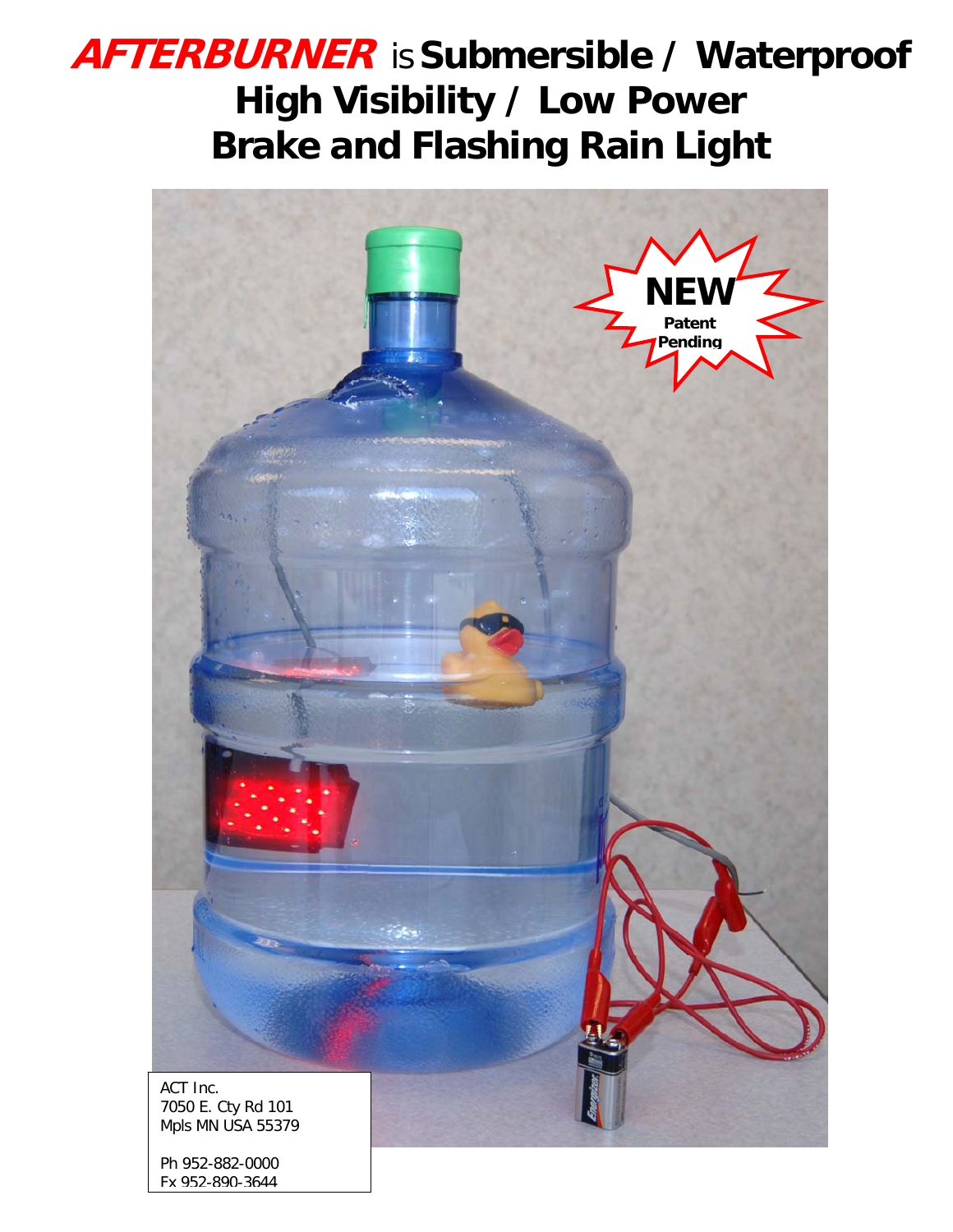# ***AFTERBURNER*** is **Submersible / Waterproof High Visibility / Low Power Brake and Flashing Rain Light**

**NEW**
**Patent Pending**

ACT Inc.
7050 E. Cty Rd 101
Mpls MN USA 55379

Ph 952-882-0000
Fx 952-890-3644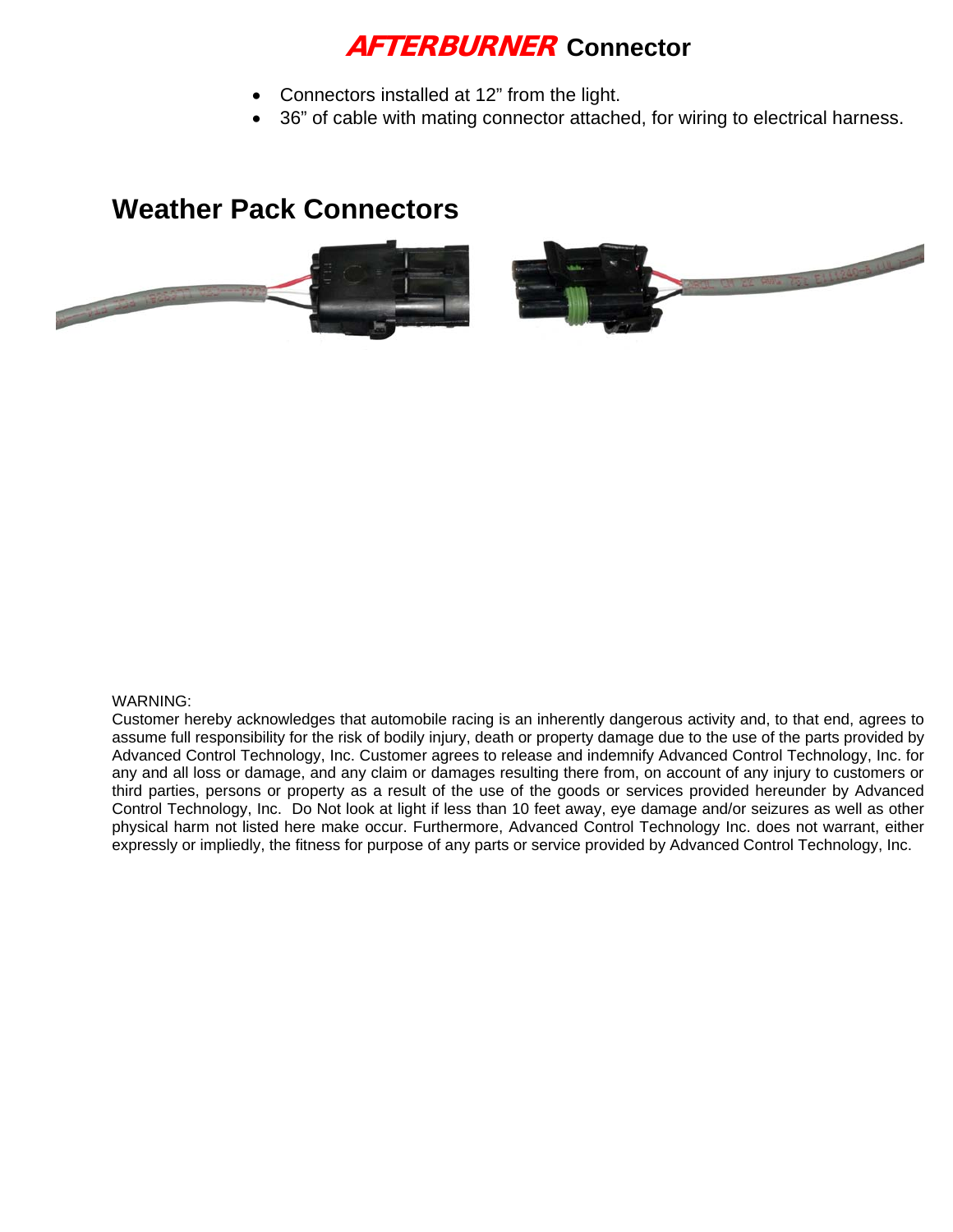# ***AFTERBURNER*** Connector

- Connectors installed at 12" from the light.
- 36" of cable with mating connector attached, for wiring to electrical harness.

## Weather Pack Connectors

WARNING:
Customer hereby acknowledges that automobile racing is an inherently dangerous activity and, to that end, agrees to assume full responsibility for the risk of bodily injury, death or property damage due to the use of the parts provided by Advanced Control Technology, Inc. Customer agrees to release and indemnify Advanced Control Technology, Inc. for any and all loss or damage, and any claim or damages resulting there from, on account of any injury to customers or third parties, persons or property as a result of the use of the goods or services provided hereunder by Advanced Control Technology, Inc. Do Not look at light if less than 10 feet away, eye damage and/or seizures as well as other physical harm not listed here make occur. Furthermore, Advanced Control Technology Inc. does not warrant, either expressly or impliedly, the fitness for purpose of any parts or service provided by Advanced Control Technology, Inc.